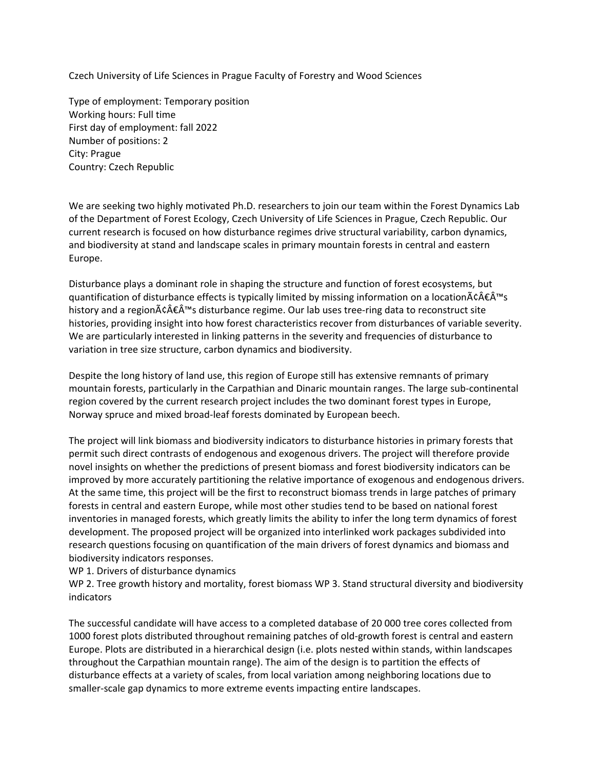Czech University of Life Sciences in Prague Faculty of Forestry and Wood Sciences

Type of employment: Temporary position
Working hours: Full time
First day of employment: fall 2022
Number of positions: 2
City: Prague
Country: Czech Republic

We are seeking two highly motivated Ph.D. researchers to join our team within the Forest Dynamics Lab of the Department of Forest Ecology, Czech University of Life Sciences in Prague, Czech Republic. Our current research is focused on how disturbance regimes drive structural variability, carbon dynamics, and biodiversity at stand and landscape scales in primary mountain forests in central and eastern Europe.

Disturbance plays a dominant role in shaping the structure and function of forest ecosystems, but quantification of disturbance effects is typically limited by missing information on a locationÃ¢Â€Â™s history and a regionÃ¢Â€Â™s disturbance regime. Our lab uses tree-ring data to reconstruct site histories, providing insight into how forest characteristics recover from disturbances of variable severity. We are particularly interested in linking patterns in the severity and frequencies of disturbance to variation in tree size structure, carbon dynamics and biodiversity.

Despite the long history of land use, this region of Europe still has extensive remnants of primary mountain forests, particularly in the Carpathian and Dinaric mountain ranges. The large sub-continental region covered by the current research project includes the two dominant forest types in Europe, Norway spruce and mixed broad-leaf forests dominated by European beech.

The project will link biomass and biodiversity indicators to disturbance histories in primary forests that permit such direct contrasts of endogenous and exogenous drivers. The project will therefore provide novel insights on whether the predictions of present biomass and forest biodiversity indicators can be improved by more accurately partitioning the relative importance of exogenous and endogenous drivers. At the same time, this project will be the first to reconstruct biomass trends in large patches of primary forests in central and eastern Europe, while most other studies tend to be based on national forest inventories in managed forests, which greatly limits the ability to infer the long term dynamics of forest development. The proposed project will be organized into interlinked work packages subdivided into research questions focusing on quantification of the main drivers of forest dynamics and biomass and biodiversity indicators responses.
WP 1. Drivers of disturbance dynamics
WP 2. Tree growth history and mortality, forest biomass WP 3. Stand structural diversity and biodiversity indicators

The successful candidate will have access to a completed database of 20 000 tree cores collected from 1000 forest plots distributed throughout remaining patches of old-growth forest is central and eastern Europe. Plots are distributed in a hierarchical design (i.e. plots nested within stands, within landscapes throughout the Carpathian mountain range). The aim of the design is to partition the effects of disturbance effects at a variety of scales, from local variation among neighboring locations due to smaller-scale gap dynamics to more extreme events impacting entire landscapes.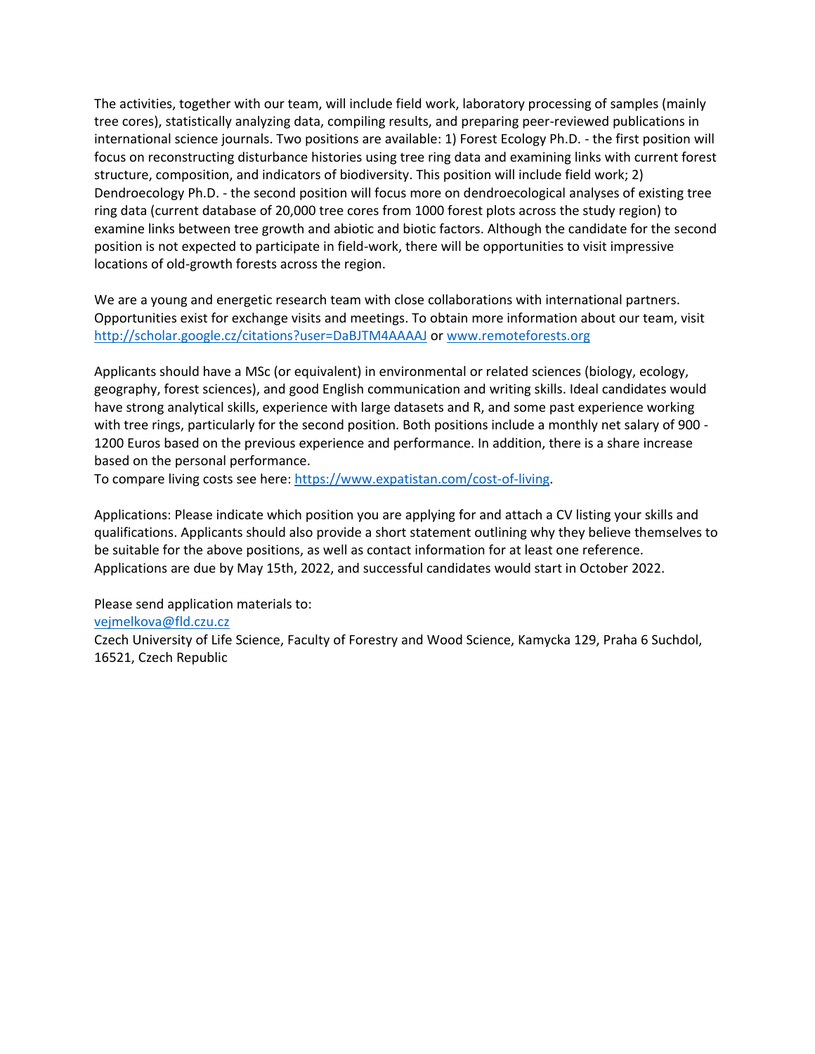The activities, together with our team, will include field work, laboratory processing of samples (mainly tree cores), statistically analyzing data, compiling results, and preparing peer-reviewed publications in international science journals. Two positions are available: 1) Forest Ecology Ph.D. - the first position will focus on reconstructing disturbance histories using tree ring data and examining links with current forest structure, composition, and indicators of biodiversity. This position will include field work; 2) Dendroecology Ph.D. - the second position will focus more on dendroecological analyses of existing tree ring data (current database of 20,000 tree cores from 1000 forest plots across the study region) to examine links between tree growth and abiotic and biotic factors. Although the candidate for the second position is not expected to participate in field-work, there will be opportunities to visit impressive locations of old-growth forests across the region.

We are a young and energetic research team with close collaborations with international partners. Opportunities exist for exchange visits and meetings. To obtain more information about our team, visit [http://scholar.google.cz/citations?user=DaBJTM4AAAAJ](http://scholar.google.cz/citations?user=DaBJTM4AAAAJ) or [www.remoteforests.org](http://www.remoteforests.org)

Applicants should have a MSc (or equivalent) in environmental or related sciences (biology, ecology, geography, forest sciences), and good English communication and writing skills. Ideal candidates would have strong analytical skills, experience with large datasets and R, and some past experience working with tree rings, particularly for the second position. Both positions include a monthly net salary of 900 - 1200 Euros based on the previous experience and performance. In addition, there is a share increase based on the personal performance.
To compare living costs see here: [https://www.expatistan.com/cost-of-living](https://www.expatistan.com/cost-of-living).

Applications: Please indicate which position you are applying for and attach a CV listing your skills and qualifications. Applicants should also provide a short statement outlining why they believe themselves to be suitable for the above positions, as well as contact information for at least one reference. Applications are due by May 15th, 2022, and successful candidates would start in October 2022.

Please send application materials to:
[vejmelkova@fld.czu.cz](mailto:vejmelkova@fld.czu.cz)
Czech University of Life Science, Faculty of Forestry and Wood Science, Kamycka 129, Praha 6 Suchdol, 16521, Czech Republic